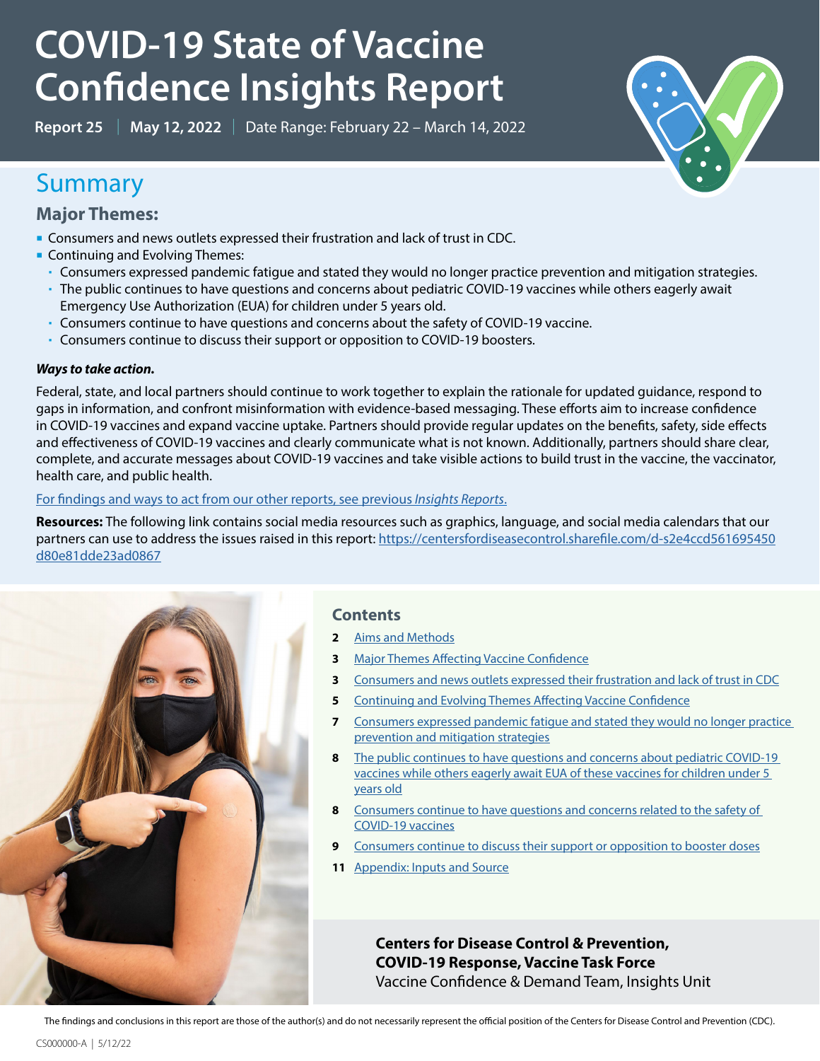# COVID-19 State of Vaccine Confidence Insights Report

**Report 25** | **May 12, 2022** | Date Range: February 22 – March 14, 2022

## Summary

### Major Themes:

- Consumers and news outlets expressed their frustration and lack of trust in CDC.
- Continuing and Evolving Themes:
  - Consumers expressed pandemic fatigue and stated they would no longer practice prevention and mitigation strategies.
  - The public continues to have questions and concerns about pediatric COVID-19 vaccines while others eagerly await Emergency Use Authorization (EUA) for children under 5 years old.
  - Consumers continue to have questions and concerns about the safety of COVID-19 vaccine.
  - Consumers continue to discuss their support or opposition to COVID-19 boosters.

***Ways to take action.***

Federal, state, and local partners should continue to work together to explain the rationale for updated guidance, respond to gaps in information, and confront misinformation with evidence-based messaging. These efforts aim to increase confidence in COVID-19 vaccines and expand vaccine uptake. Partners should provide regular updates on the benefits, safety, side effects and effectiveness of COVID-19 vaccines and clearly communicate what is not known. Additionally, partners should share clear, complete, and accurate messages about COVID-19 vaccines and take visible actions to build trust in the vaccine, the vaccinator, health care, and public health.

For findings and ways to act from our other reports, see previous *Insights Reports*.

**Resources:** The following link contains social media resources such as graphics, language, and social media calendars that our partners can use to address the issues raised in this report: https://centersfordiseasecontrol.sharefile.com/d-s2e4ccd561695450d80e81dde23ad0867

### Contents

- **2** Aims and Methods
- **3** Major Themes Affecting Vaccine Confidence
- **3** Consumers and news outlets expressed their frustration and lack of trust in CDC
- **5** Continuing and Evolving Themes Affecting Vaccine Confidence
- **7** Consumers expressed pandemic fatigue and stated they would no longer practice prevention and mitigation strategies
- **8** The public continues to have questions and concerns about pediatric COVID-19 vaccines while others eagerly await EUA of these vaccines for children under 5 years old
- **8** Consumers continue to have questions and concerns related to the safety of COVID-19 vaccines
- **9** Consumers continue to discuss their support or opposition to booster doses
- **11** Appendix: Inputs and Source

**Centers for Disease Control & Prevention,**
**COVID-19 Response, Vaccine Task Force**
Vaccine Confidence & Demand Team, Insights Unit

The findings and conclusions in this report are those of the author(s) and do not necessarily represent the official position of the Centers for Disease Control and Prevention (CDC).

CS000000-A | 5/12/22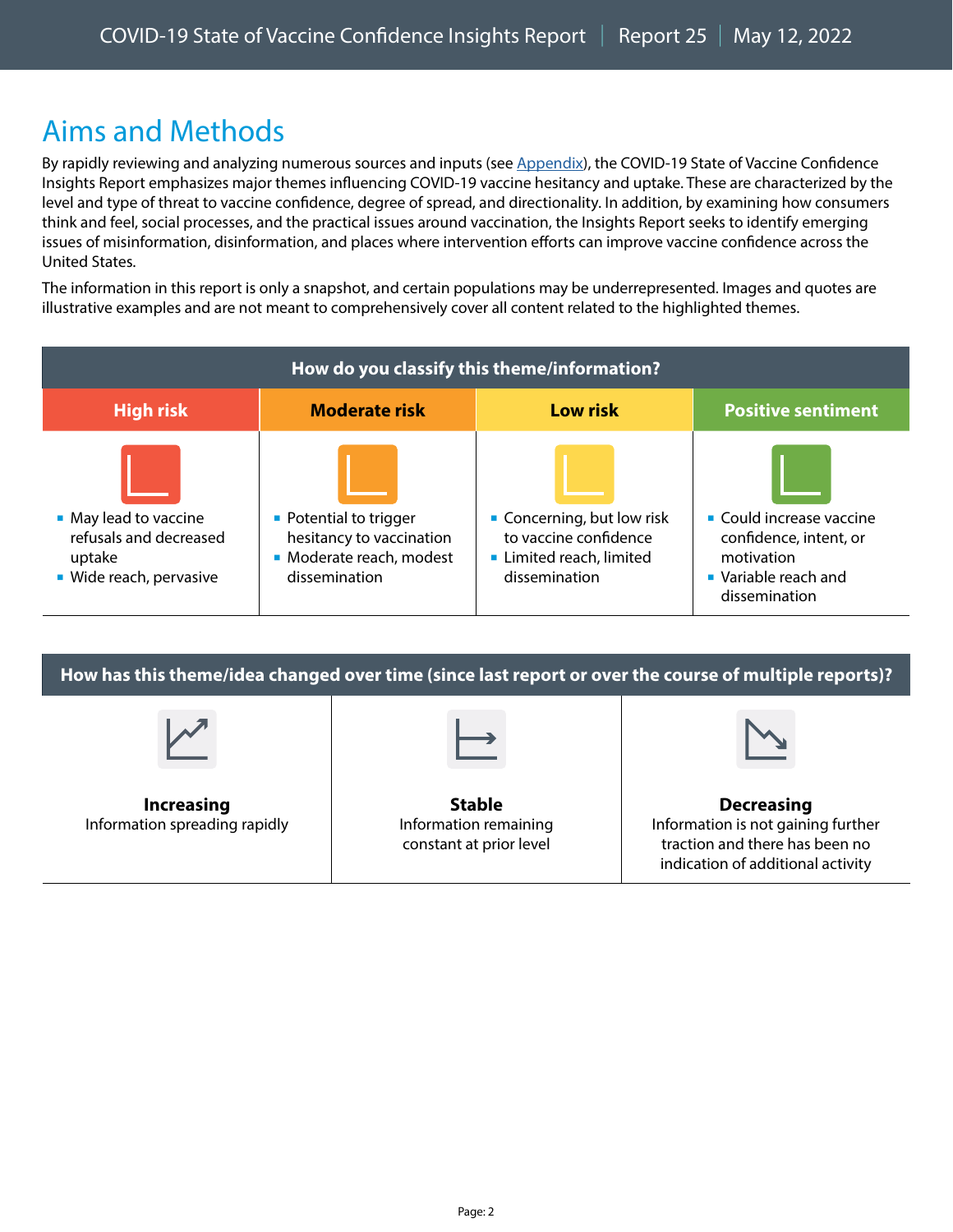## Aims and Methods

By rapidly reviewing and analyzing numerous sources and inputs (see Appendix), the COVID-19 State of Vaccine Confidence Insights Report emphasizes major themes influencing COVID-19 vaccine hesitancy and uptake. These are characterized by the level and type of threat to vaccine confidence, degree of spread, and directionality. In addition, by examining how consumers think and feel, social processes, and the practical issues around vaccination, the Insights Report seeks to identify emerging issues of misinformation, disinformation, and places where intervention efforts can improve vaccine confidence across the United States.

The information in this report is only a snapshot, and certain populations may be underrepresented. Images and quotes are illustrative examples and are not meant to comprehensively cover all content related to the highlighted themes.

| How do you classify this theme/information? | | | |
|---|---|---|---|
| **High risk** | **Moderate risk** | **Low risk** | **Positive sentiment** |
| ▪ May lead to vaccine refusals and decreased uptake<br>▪ Wide reach, pervasive | ▪ Potential to trigger hesitancy to vaccination<br>▪ Moderate reach, modest dissemination | ▪ Concerning, but low risk to vaccine confidence<br>▪ Limited reach, limited dissemination | ▪ Could increase vaccine confidence, intent, or motivation<br>▪ Variable reach and dissemination |

| How has this theme/idea changed over time (since last report or over the course of multiple reports)? | | |
|---|---|---|
| **Increasing**<br>Information spreading rapidly | **Stable**<br>Information remaining constant at prior level | **Decreasing**<br>Information is not gaining further traction and there has been no indication of additional activity |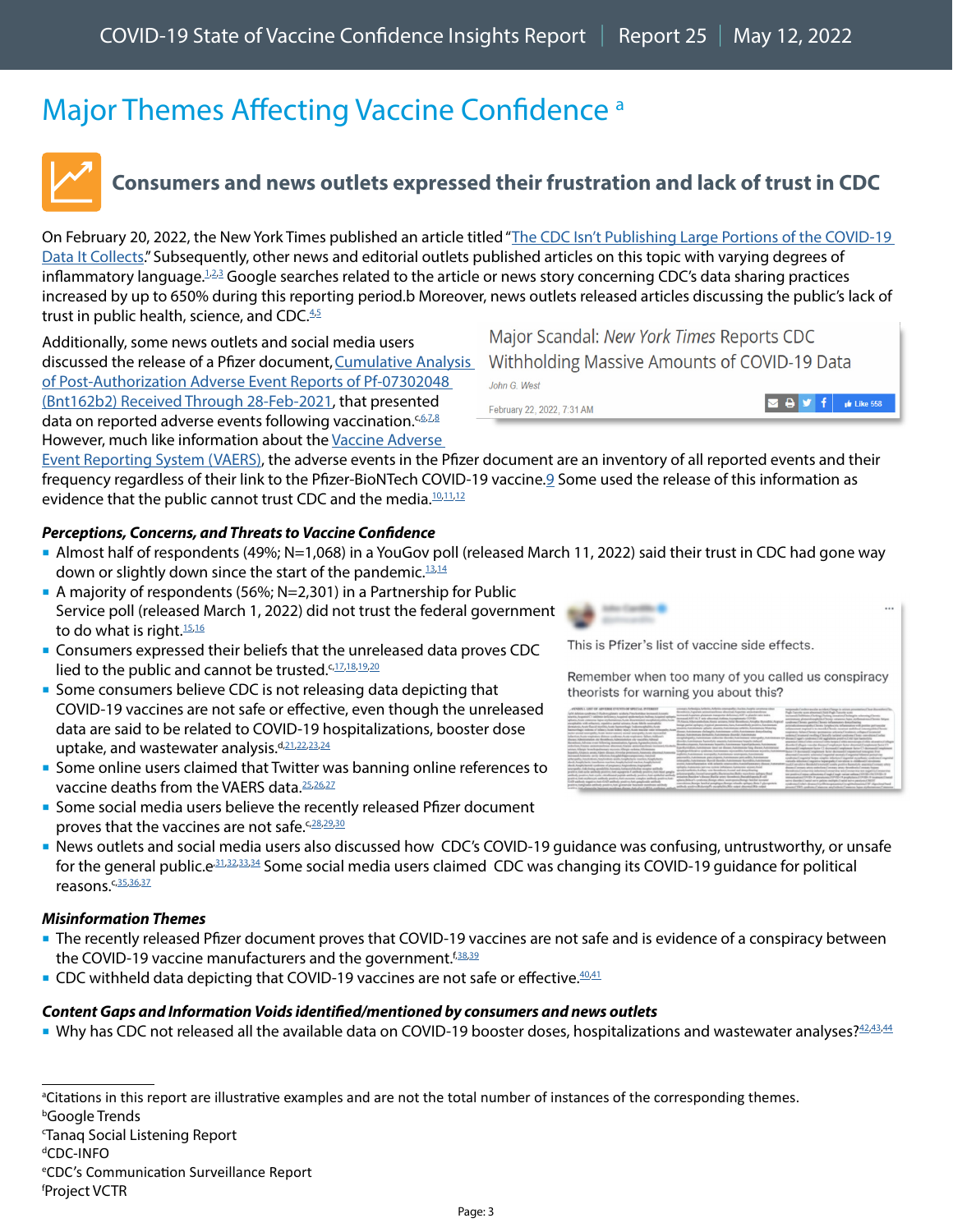# Major Themes Affecting Vaccine Confidence [a]

## Consumers and news outlets expressed their frustration and lack of trust in CDC

On February 20, 2022, the New York Times published an article titled "The CDC Isn't Publishing Large Portions of the COVID-19 Data It Collects." Subsequently, other news and editorial outlets published articles on this topic with varying degrees of inflammatory language.[1,2,3] Google searches related to the article or news story concerning CDC's data sharing practices increased by up to 650% during this reporting period.b Moreover, news outlets released articles discussing the public's lack of trust in public health, science, and CDC.[4,5]

Additionally, some news outlets and social media users discussed the release of a Pfizer document, Cumulative Analysis of Post-Authorization Adverse Event Reports of Pf-07302048 (Bnt162b2) Received Through 28-Feb-2021, that presented data on reported adverse events following vaccination.[c,6,7,8] However, much like information about the Vaccine Adverse Event Reporting System (VAERS), the adverse events in the Pfizer document are an inventory of all reported events and their frequency regardless of their link to the Pfizer-BioNTech COVID-19 vaccine.9 Some used the release of this information as evidence that the public cannot trust CDC and the media.[10,11,12]

Major Scandal: *New York Times* Reports CDC Withholding Massive Amounts of COVID-19 Data

John G. West

February 22, 2022, 7:31 AM

### *Perceptions, Concerns, and Threats to Vaccine Confidence*

- Almost half of respondents (49%; N=1,068) in a YouGov poll (released March 11, 2022) said their trust in CDC had gone way down or slightly down since the start of the pandemic.[13,14]
- A majority of respondents (56%; N=2,301) in a Partnership for Public Service poll (released March 1, 2022) did not trust the federal government to do what is right.[15,16]
- Consumers expressed their beliefs that the unreleased data proves CDC lied to the public and cannot be trusted.[c,17,18,19,20]
- Some consumers believe CDC is not releasing data depicting that COVID-19 vaccines are not safe or effective, even though the unreleased data are said to be related to COVID-19 hospitalizations, booster dose uptake, and wastewater analysis.[d,21,22,23,24]
- Some online users claimed that Twitter was banning online references to vaccine deaths from the VAERS data.[25,26,27]
- Some social media users believe the recently released Pfizer document proves that the vaccines are not safe.[c,28,29,30]
- News outlets and social media users also discussed how CDC's COVID-19 guidance was confusing, untrustworthy, or unsafe for the general public.[e,31,32,33,34] Some social media users claimed CDC was changing its COVID-19 guidance for political reasons.[c,35,36,37]

This is Pfizer's list of vaccine side effects.

Remember when too many of you called us conspiracy theorists for warning you about this?

### *Misinformation Themes*

- The recently released Pfizer document proves that COVID-19 vaccines are not safe and is evidence of a conspiracy between the COVID-19 vaccine manufacturers and the government.[f,38,39]
- CDC withheld data depicting that COVID-19 vaccines are not safe or effective.[40,41]

### *Content Gaps and Information Voids identified/mentioned by consumers and news outlets*

- Why has CDC not released all the available data on COVID-19 booster doses, hospitalizations and wastewater analyses?[42,43,44]

---

[a]Citations in this report are illustrative examples and are not the total number of instances of the corresponding themes.
[b]Google Trends
[c]Tanaq Social Listening Report
[d]CDC-INFO
[e]CDC's Communication Surveillance Report
[f]Project VCTR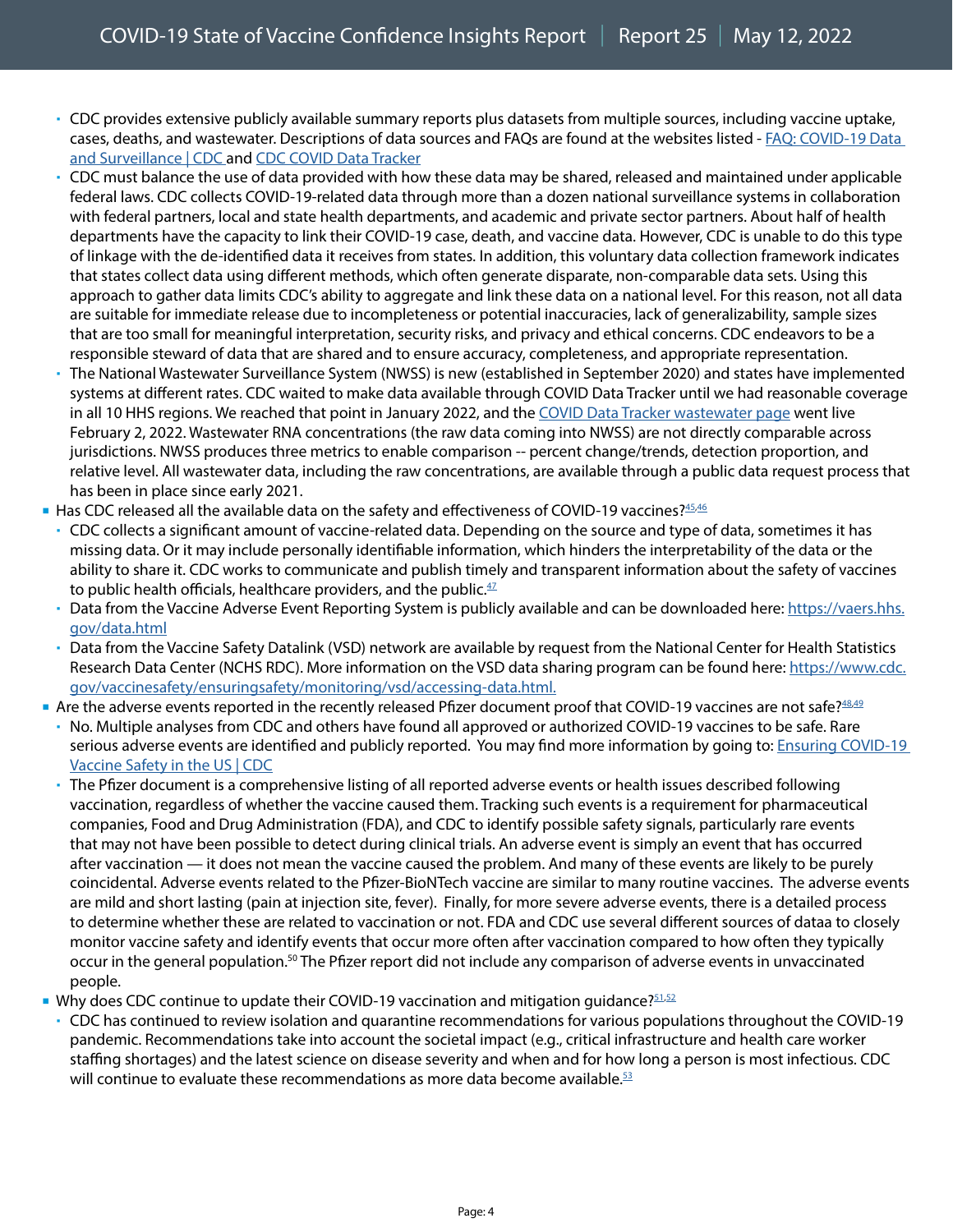- CDC provides extensive publicly available summary reports plus datasets from multiple sources, including vaccine uptake, cases, deaths, and wastewater. Descriptions of data sources and FAQs are found at the websites listed - [FAQ: COVID-19 Data and Surveillance | CDC](#) and [CDC COVID Data Tracker](#)
- CDC must balance the use of data provided with how these data may be shared, released and maintained under applicable federal laws. CDC collects COVID-19-related data through more than a dozen national surveillance systems in collaboration with federal partners, local and state health departments, and academic and private sector partners. About half of health departments have the capacity to link their COVID-19 case, death, and vaccine data. However, CDC is unable to do this type of linkage with the de-identified data it receives from states. In addition, this voluntary data collection framework indicates that states collect data using different methods, which often generate disparate, non-comparable data sets. Using this approach to gather data limits CDC's ability to aggregate and link these data on a national level. For this reason, not all data are suitable for immediate release due to incompleteness or potential inaccuracies, lack of generalizability, sample sizes that are too small for meaningful interpretation, security risks, and privacy and ethical concerns. CDC endeavors to be a responsible steward of data that are shared and to ensure accuracy, completeness, and appropriate representation.
- The National Wastewater Surveillance System (NWSS) is new (established in September 2020) and states have implemented systems at different rates. CDC waited to make data available through COVID Data Tracker until we had reasonable coverage in all 10 HHS regions. We reached that point in January 2022, and the [COVID Data Tracker wastewater page](#) went live February 2, 2022. Wastewater RNA concentrations (the raw data coming into NWSS) are not directly comparable across jurisdictions. NWSS produces three metrics to enable comparison -- percent change/trends, detection proportion, and relative level. All wastewater data, including the raw concentrations, are available through a public data request process that has been in place since early 2021.

- Has CDC released all the available data on the safety and effectiveness of COVID-19 vaccines?[45,46]
  - CDC collects a significant amount of vaccine-related data. Depending on the source and type of data, sometimes it has missing data. Or it may include personally identifiable information, which hinders the interpretability of the data or the ability to share it. CDC works to communicate and publish timely and transparent information about the safety of vaccines to public health officials, healthcare providers, and the public.[47]
  - Data from the Vaccine Adverse Event Reporting System is publicly available and can be downloaded here: https://vaers.hhs.gov/data.html
  - Data from the Vaccine Safety Datalink (VSD) network are available by request from the National Center for Health Statistics Research Data Center (NCHS RDC). More information on the VSD data sharing program can be found here: https://www.cdc.gov/vaccinesafety/ensuringsafety/monitoring/vsd/accessing-data.html.
- Are the adverse events reported in the recently released Pfizer document proof that COVID-19 vaccines are not safe?[48,49]
  - No. Multiple analyses from CDC and others have found all approved or authorized COVID-19 vaccines to be safe. Rare serious adverse events are identified and publicly reported. You may find more information by going to: [Ensuring COVID-19 Vaccine Safety in the US | CDC](#)
  - The Pfizer document is a comprehensive listing of all reported adverse events or health issues described following vaccination, regardless of whether the vaccine caused them. Tracking such events is a requirement for pharmaceutical companies, Food and Drug Administration (FDA), and CDC to identify possible safety signals, particularly rare events that may not have been possible to detect during clinical trials. An adverse event is simply an event that has occurred after vaccination — it does not mean the vaccine caused the problem. And many of these events are likely to be purely coincidental. Adverse events related to the Pfizer-BioNTech vaccine are similar to many routine vaccines. The adverse events are mild and short lasting (pain at injection site, fever). Finally, for more severe adverse events, there is a detailed process to determine whether these are related to vaccination or not. FDA and CDC use several different sources of dataa to closely monitor vaccine safety and identify events that occur more often after vaccination compared to how often they typically occur in the general population.[50] The Pfizer report did not include any comparison of adverse events in unvaccinated people.
- Why does CDC continue to update their COVID-19 vaccination and mitigation guidance?[51,52]
  - CDC has continued to review isolation and quarantine recommendations for various populations throughout the COVID-19 pandemic. Recommendations take into account the societal impact (e.g., critical infrastructure and health care worker staffing shortages) and the latest science on disease severity and when and for how long a person is most infectious. CDC will continue to evaluate these recommendations as more data become available.[53]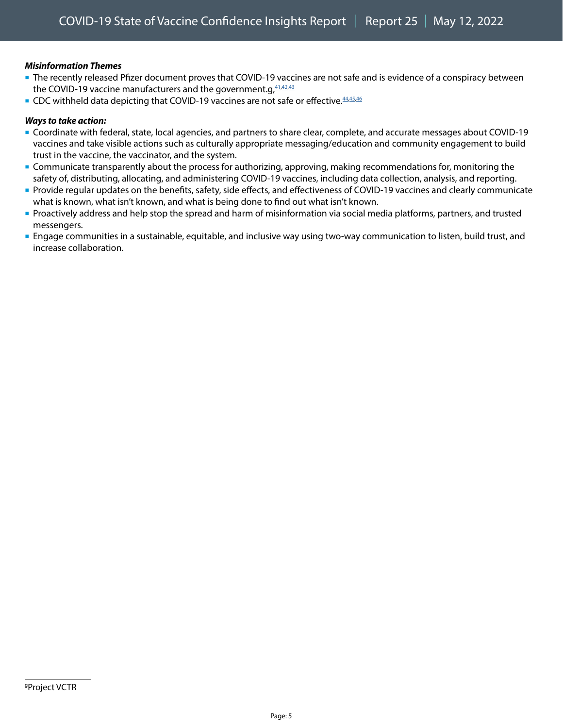***Misinformation Themes***

- The recently released Pfizer document proves that COVID-19 vaccines are not safe and is evidence of a conspiracy between the COVID-19 vaccine manufacturers and the government.g,[41,42,43]
- CDC withheld data depicting that COVID-19 vaccines are not safe or effective.[44,45,46]

***Ways to take action:***

- Coordinate with federal, state, local agencies, and partners to share clear, complete, and accurate messages about COVID-19 vaccines and take visible actions such as culturally appropriate messaging/education and community engagement to build trust in the vaccine, the vaccinator, and the system.
- Communicate transparently about the process for authorizing, approving, making recommendations for, monitoring the safety of, distributing, allocating, and administering COVID-19 vaccines, including data collection, analysis, and reporting.
- Provide regular updates on the benefits, safety, side effects, and effectiveness of COVID-19 vaccines and clearly communicate what is known, what isn't known, and what is being done to find out what isn't known.
- Proactively address and help stop the spread and harm of misinformation via social media platforms, partners, and trusted messengers.
- Engage communities in a sustainable, equitable, and inclusive way using two-way communication to listen, build trust, and increase collaboration.

---

[g]Project VCTR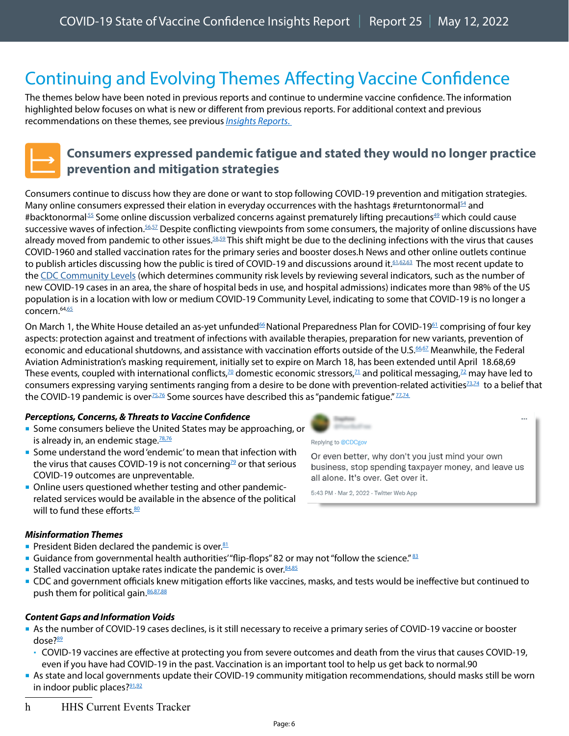# Continuing and Evolving Themes Affecting Vaccine Confidence

The themes below have been noted in previous reports and continue to undermine vaccine confidence. The information highlighted below focuses on what is new or different from previous reports. For additional context and previous recommendations on these themes, see previous *Insights Reports.*

## Consumers expressed pandemic fatigue and stated they would no longer practice prevention and mitigation strategies

Consumers continue to discuss how they are done or want to stop following COVID-19 prevention and mitigation strategies. Many online consumers expressed their elation in everyday occurrences with the hashtags #returntonormal[54] and #backtonormal[55] Some online discussion verbalized concerns against prematurely lifting precautions[49] which could cause successive waves of infection.[56,57] Despite conflicting viewpoints from some consumers, the majority of online discussions have already moved from pandemic to other issues.[58,59] This shift might be due to the declining infections with the virus that causes COVID-1960 and stalled vaccination rates for the primary series and booster doses.h News and other online outlets continue to publish articles discussing how the public is tired of COVID-19 and discussions around it.[61,62,63] The most recent update to the CDC Community Levels (which determines community risk levels by reviewing several indicators, such as the number of new COVID-19 cases in an area, the share of hospital beds in use, and hospital admissions) indicates more than 98% of the US population is in a location with low or medium COVID-19 Community Level, indicating to some that COVID-19 is no longer a concern.[64,65]

On March 1, the White House detailed an as-yet unfunded[66] National Preparedness Plan for COVID-19[61] comprising of four key aspects: protection against and treatment of infections with available therapies, preparation for new variants, prevention of economic and educational shutdowns, and assistance with vaccination efforts outside of the U.S.[66,67] Meanwhile, the Federal Aviation Administration's masking requirement, initially set to expire on March 18, has been extended until April 18.68,69 These events, coupled with international conflicts,[70] domestic economic stressors,[71] and political messaging,[72] may have led to consumers expressing varying sentiments ranging from a desire to be done with prevention-related activities[73,74] to a belief that the COVID-19 pandemic is over[75,76] Some sources have described this as "pandemic fatigue."[77,74]

### *Perceptions, Concerns, & Threats to Vaccine Confidence*

- Some consumers believe the United States may be approaching, or is already in, an endemic stage.[78,76]
- Some understand the word 'endemic' to mean that infection with the virus that causes COVID-19 is not concerning[79] or that serious COVID-19 outcomes are unpreventable.
- Online users questioned whether testing and other pandemic-related services would be available in the absence of the political will to fund these efforts.[80]

> Replying to @CDCgov
>
> Or even better, why don't you just mind your own business, stop spending taxpayer money, and leave us all alone. It's over. Get over it.
>
> 5:43 PM · Mar 2, 2022 · Twitter Web App

### *Misinformation Themes*

- President Biden declared the pandemic is over.[81]
- Guidance from governmental health authorities' "flip-flops" 82 or may not "follow the science."[83]
- Stalled vaccination uptake rates indicate the pandemic is over.[84,85]
- CDC and government officials knew mitigation efforts like vaccines, masks, and tests would be ineffective but continued to push them for political gain.[86,87,88]

### *Content Gaps and Information Voids*

- As the number of COVID-19 cases declines, is it still necessary to receive a primary series of COVID-19 vaccine or booster dose?[89]
  - COVID-19 vaccines are effective at protecting you from severe outcomes and death from the virus that causes COVID-19, even if you have had COVID-19 in the past. Vaccination is an important tool to help us get back to normal.90
- As state and local governments update their COVID-19 community mitigation recommendations, should masks still be worn in indoor public places?[91,92]

---

h HHS Current Events Tracker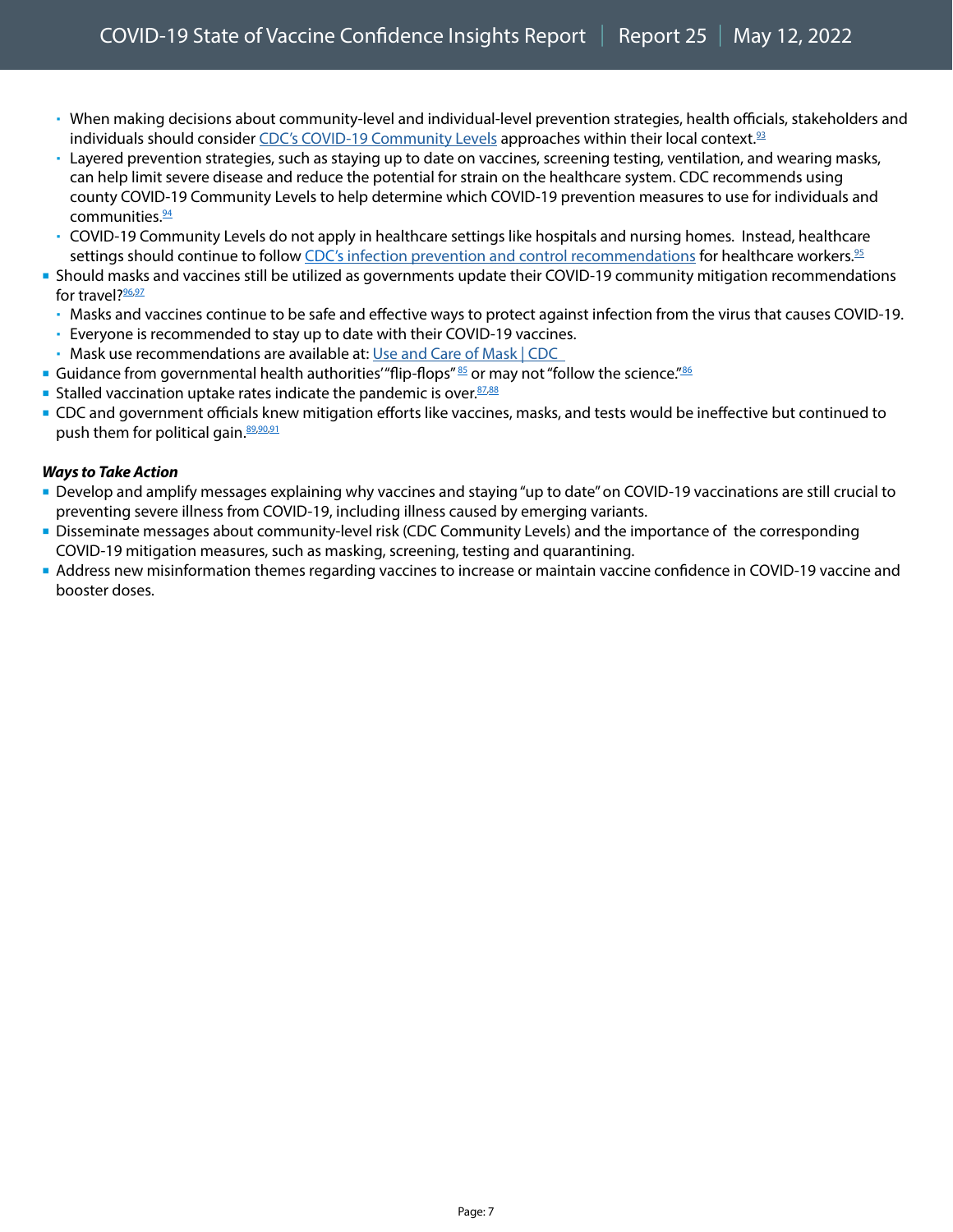- When making decisions about community-level and individual-level prevention strategies, health officials, stakeholders and individuals should consider CDC's COVID-19 Community Levels approaches within their local context.[93]
  - Layered prevention strategies, such as staying up to date on vaccines, screening testing, ventilation, and wearing masks, can help limit severe disease and reduce the potential for strain on the healthcare system. CDC recommends using county COVID-19 Community Levels to help determine which COVID-19 prevention measures to use for individuals and communities.[94]
  - COVID-19 Community Levels do not apply in healthcare settings like hospitals and nursing homes. Instead, healthcare settings should continue to follow CDC's infection prevention and control recommendations for healthcare workers.[95]
- Should masks and vaccines still be utilized as governments update their COVID-19 community mitigation recommendations for travel?[96,97]
  - Masks and vaccines continue to be safe and effective ways to protect against infection from the virus that causes COVID-19.
  - Everyone is recommended to stay up to date with their COVID-19 vaccines.
  - Mask use recommendations are available at: Use and Care of Mask | CDC
- Guidance from governmental health authorities' "flip-flops" [85] or may not "follow the science."[86]
- Stalled vaccination uptake rates indicate the pandemic is over.[87,88]
- CDC and government officials knew mitigation efforts like vaccines, masks, and tests would be ineffective but continued to push them for political gain.[89,90,91]

***Ways to Take Action***

- Develop and amplify messages explaining why vaccines and staying "up to date" on COVID-19 vaccinations are still crucial to preventing severe illness from COVID-19, including illness caused by emerging variants.
- Disseminate messages about community-level risk (CDC Community Levels) and the importance of the corresponding COVID-19 mitigation measures, such as masking, screening, testing and quarantining.
- Address new misinformation themes regarding vaccines to increase or maintain vaccine confidence in COVID-19 vaccine and booster doses.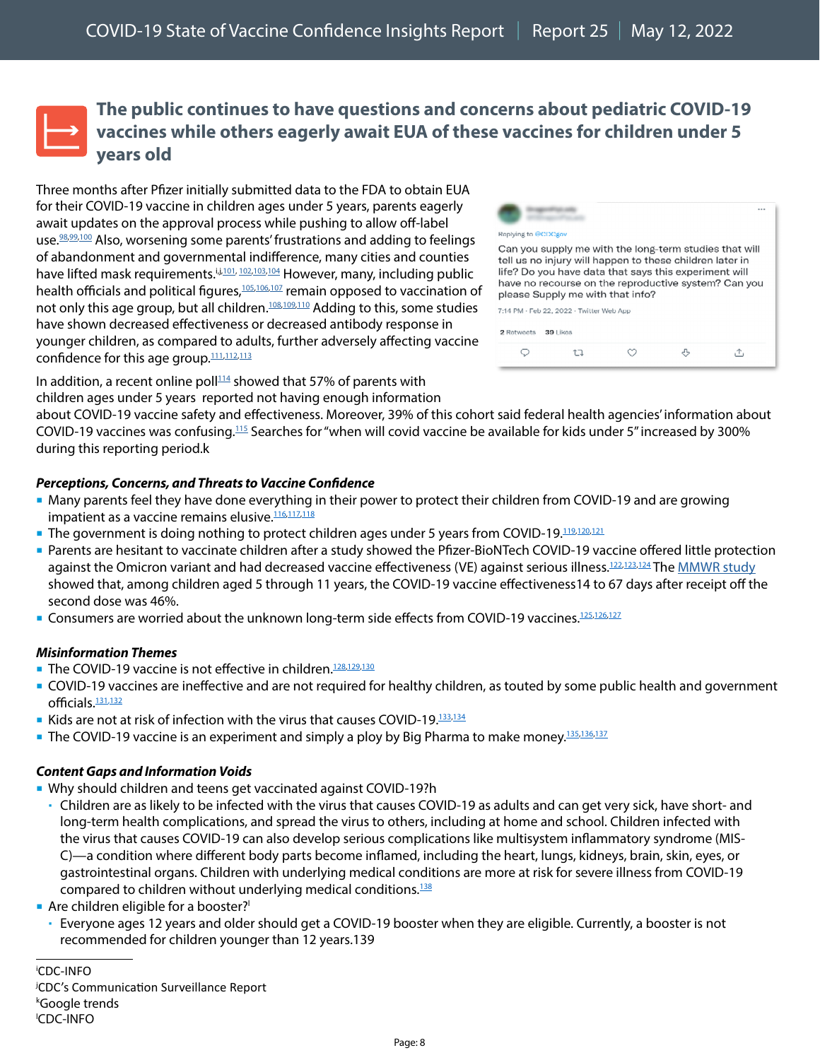## The public continues to have questions and concerns about pediatric COVID-19 vaccines while others eagerly await EUA of these vaccines for children under 5 years old

Three months after Pfizer initially submitted data to the FDA to obtain EUA for their COVID-19 vaccine in children ages under 5 years, parents eagerly await updates on the approval process while pushing to allow off-label use.[98,99,100] Also, worsening some parents' frustrations and adding to feelings of abandonment and governmental indifference, many cities and counties have lifted mask requirements.[i,j,101,102,103,104] However, many, including public health officials and political figures,[105,106,107] remain opposed to vaccination of not only this age group, but all children.[108,109,110] Adding to this, some studies have shown decreased effectiveness or decreased antibody response in younger children, as compared to adults, further adversely affecting vaccine confidence for this age group.[111,112,113]

Replying to @CDCgov

Can you supply me with the long-term studies that will tell us no injury will happen to these children later in life? Do you have data that says this experiment will have no recourse on the reproductive system? Can you please Supply me with that info?

7:14 PM · Feb 22, 2022 · Twitter Web App

2 Retweets 39 Likes

In addition, a recent online poll[114] showed that 57% of parents with children ages under 5 years reported not having enough information about COVID-19 vaccine safety and effectiveness. Moreover, 39% of this cohort said federal health agencies' information about COVID-19 vaccines was confusing.[115] Searches for "when will covid vaccine be available for kids under 5" increased by 300% during this reporting period.[k]

### *Perceptions, Concerns, and Threats to Vaccine Confidence*

- Many parents feel they have done everything in their power to protect their children from COVID-19 and are growing impatient as a vaccine remains elusive.[116,117,118]
- The government is doing nothing to protect children ages under 5 years from COVID-19.[119,120,121]
- Parents are hesitant to vaccinate children after a study showed the Pfizer-BioNTech COVID-19 vaccine offered little protection against the Omicron variant and had decreased vaccine effectiveness (VE) against serious illness.[122,123,124] The MMWR study showed that, among children aged 5 through 11 years, the COVID-19 vaccine effectiveness14 to 67 days after receipt off the second dose was 46%.
- Consumers are worried about the unknown long-term side effects from COVID-19 vaccines.[125,126,127]

### *Misinformation Themes*

- The COVID-19 vaccine is not effective in children.[128,129,130]
- COVID-19 vaccines are ineffective and are not required for healthy children, as touted by some public health and government officials.[131,132]
- Kids are not at risk of infection with the virus that causes COVID-19.[133,134]
- The COVID-19 vaccine is an experiment and simply a ploy by Big Pharma to make money.[135,136,137]

### *Content Gaps and Information Voids*

- Why should children and teens get vaccinated against COVID-19?[h]
  - Children are as likely to be infected with the virus that causes COVID-19 as adults and can get very sick, have short- and long-term health complications, and spread the virus to others, including at home and school. Children infected with the virus that causes COVID-19 can also develop serious complications like multisystem inflammatory syndrome (MIS-C)—a condition where different body parts become inflamed, including the heart, lungs, kidneys, brain, skin, eyes, or gastrointestinal organs. Children with underlying medical conditions are more at risk for severe illness from COVID-19 compared to children without underlying medical conditions.[138]
- Are children eligible for a booster?[l]
  - Everyone ages 12 years and older should get a COVID-19 booster when they are eligible. Currently, a booster is not recommended for children younger than 12 years.139

---

[i] CDC-INFO
[j] CDC's Communication Surveillance Report
[k] Google trends
[l] CDC-INFO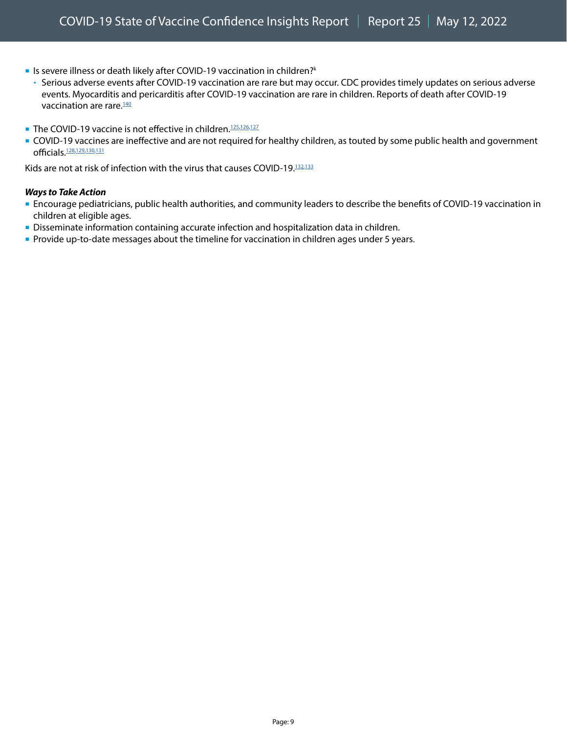- Is severe illness or death likely after COVID-19 vaccination in children?[k]
  - Serious adverse events after COVID-19 vaccination are rare but may occur. CDC provides timely updates on serious adverse events. Myocarditis and pericarditis after COVID-19 vaccination are rare in children. Reports of death after COVID-19 vaccination are rare.[140]

- The COVID-19 vaccine is not effective in children.[125,126,127]
- COVID-19 vaccines are ineffective and are not required for healthy children, as touted by some public health and government officials.[128,129,130,131]

Kids are not at risk of infection with the virus that causes COVID-19.[132,133]

***Ways to Take Action***

- Encourage pediatricians, public health authorities, and community leaders to describe the benefits of COVID-19 vaccination in children at eligible ages.
- Disseminate information containing accurate infection and hospitalization data in children.
- Provide up-to-date messages about the timeline for vaccination in children ages under 5 years.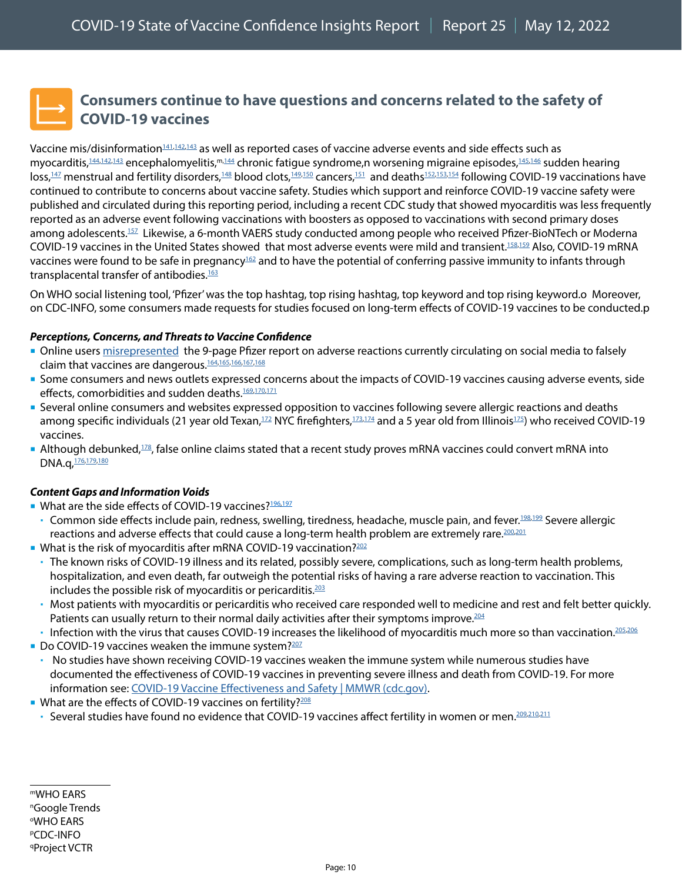## Consumers continue to have questions and concerns related to the safety of COVID-19 vaccines

Vaccine mis/disinformation[141,142,143] as well as reported cases of vaccine adverse events and side effects such as myocarditis,[144,142,143] encephalomyelitis,[m,144] chronic fatigue syndrome,[n] worsening migraine episodes,[145,146] sudden hearing loss,[147] menstrual and fertility disorders,[148] blood clots,[149,150] cancers,[151] and deaths[152,153,154] following COVID-19 vaccinations have continued to contribute to concerns about vaccine safety. Studies which support and reinforce COVID-19 vaccine safety were published and circulated during this reporting period, including a recent CDC study that showed myocarditis was less frequently reported as an adverse event following vaccinations with boosters as opposed to vaccinations with second primary doses among adolescents.[157] Likewise, a 6-month VAERS study conducted among people who received Pfizer-BioNTech or Moderna COVID-19 vaccines in the United States showed that most adverse events were mild and transient.[158,159] Also, COVID-19 mRNA vaccines were found to be safe in pregnancy[162] and to have the potential of conferring passive immunity to infants through transplacental transfer of antibodies.[163]

On WHO social listening tool, 'Pfizer' was the top hashtag, top rising hashtag, top keyword and top rising keyword.[o] Moreover, on CDC-INFO, some consumers made requests for studies focused on long-term effects of COVID-19 vaccines to be conducted.[p]

***Perceptions, Concerns, and Threats to Vaccine Confidence***

- Online users misrepresented the 9-page Pfizer report on adverse reactions currently circulating on social media to falsely claim that vaccines are dangerous.[164,165,166,167,168]
- Some consumers and news outlets expressed concerns about the impacts of COVID-19 vaccines causing adverse events, side effects, comorbidities and sudden deaths.[169,170,171]
- Several online consumers and websites expressed opposition to vaccines following severe allergic reactions and deaths among specific individuals (21 year old Texan,[172] NYC firefighters,[173,174] and a 5 year old from Illinois[175]) who received COVID-19 vaccines.
- Although debunked,[178], false online claims stated that a recent study proves mRNA vaccines could convert mRNA into DNA.[q],[176,179,180]

***Content Gaps and Information Voids***

- What are the side effects of COVID-19 vaccines?[196,197]
  - Common side effects include pain, redness, swelling, tiredness, headache, muscle pain, and fever.[198,199] Severe allergic reactions and adverse effects that could cause a long-term health problem are extremely rare.[200,201]
- What is the risk of myocarditis after mRNA COVID-19 vaccination?[202]
  - The known risks of COVID-19 illness and its related, possibly severe, complications, such as long-term health problems, hospitalization, and even death, far outweigh the potential risks of having a rare adverse reaction to vaccination. This includes the possible risk of myocarditis or pericarditis.[203]
  - Most patients with myocarditis or pericarditis who received care responded well to medicine and rest and felt better quickly. Patients can usually return to their normal daily activities after their symptoms improve.[204]
  - Infection with the virus that causes COVID-19 increases the likelihood of myocarditis much more so than vaccination.[205,206]
- Do COVID-19 vaccines weaken the immune system?[207]
  - No studies have shown receiving COVID-19 vaccines weaken the immune system while numerous studies have documented the effectiveness of COVID-19 vaccines in preventing severe illness and death from COVID-19. For more information see: COVID-19 Vaccine Effectiveness and Safety | MMWR (cdc.gov).
- What are the effects of COVID-19 vaccines on fertility?[208]
  - Several studies have found no evidence that COVID-19 vaccines affect fertility in women or men.[209,210,211]

---

[m] WHO EARS
[n] Google Trends
[o] WHO EARS
[p] CDC-INFO
[q] Project VCTR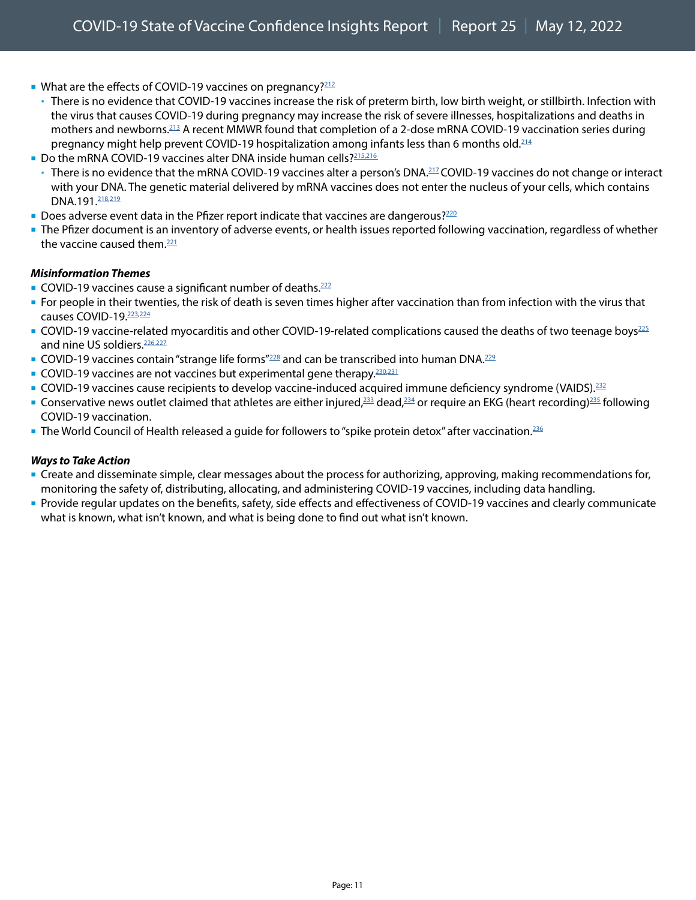- What are the effects of COVID-19 vaccines on pregnancy?[212]
  - There is no evidence that COVID-19 vaccines increase the risk of preterm birth, low birth weight, or stillbirth. Infection with the virus that causes COVID-19 during pregnancy may increase the risk of severe illnesses, hospitalizations and deaths in mothers and newborns.[213] A recent MMWR found that completion of a 2-dose mRNA COVID-19 vaccination series during pregnancy might help prevent COVID-19 hospitalization among infants less than 6 months old.[214]
- Do the mRNA COVID-19 vaccines alter DNA inside human cells?[215,216]
  - There is no evidence that the mRNA COVID-19 vaccines alter a person's DNA.[217] COVID-19 vaccines do not change or interact with your DNA. The genetic material delivered by mRNA vaccines does not enter the nucleus of your cells, which contains DNA.191.[218,219]
- Does adverse event data in the Pfizer report indicate that vaccines are dangerous?[220]
- The Pfizer document is an inventory of adverse events, or health issues reported following vaccination, regardless of whether the vaccine caused them.[221]

***Misinformation Themes***

- COVID-19 vaccines cause a significant number of deaths.[222]
- For people in their twenties, the risk of death is seven times higher after vaccination than from infection with the virus that causes COVID-19.[223,224]
- COVID-19 vaccine-related myocarditis and other COVID-19-related complications caused the deaths of two teenage boys[225] and nine US soldiers.[226,227]
- COVID-19 vaccines contain "strange life forms"[228] and can be transcribed into human DNA.[229]
- COVID-19 vaccines are not vaccines but experimental gene therapy.[230,231]
- COVID-19 vaccines cause recipients to develop vaccine-induced acquired immune deficiency syndrome (VAIDS).[232]
- Conservative news outlet claimed that athletes are either injured,[233] dead,[234] or require an EKG (heart recording)[235] following COVID-19 vaccination.
- The World Council of Health released a guide for followers to "spike protein detox" after vaccination.[236]

***Ways to Take Action***

- Create and disseminate simple, clear messages about the process for authorizing, approving, making recommendations for, monitoring the safety of, distributing, allocating, and administering COVID-19 vaccines, including data handling.
- Provide regular updates on the benefits, safety, side effects and effectiveness of COVID-19 vaccines and clearly communicate what is known, what isn't known, and what is being done to find out what isn't known.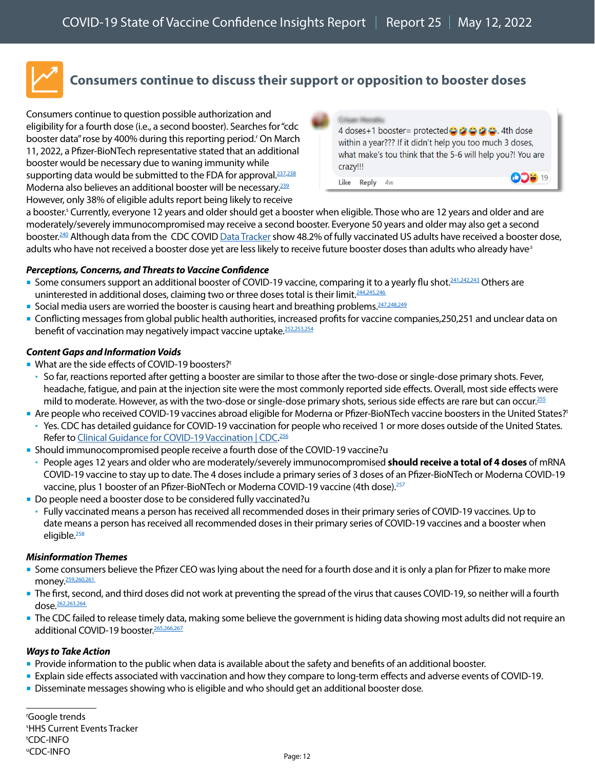## Consumers continue to discuss their support or opposition to booster doses

Consumers continue to question possible authorization and eligibility for a fourth dose (i.e., a second booster). Searches for "cdc booster data" rose by 400% during this reporting period.[r] On March 11, 2022, a Pfizer-BioNTech representative stated that an additional booster would be necessary due to waning immunity while supporting data would be submitted to the FDA for approval.[237,238] Moderna also believes an additional booster will be necessary.[239] However, only 38% of eligible adults report being likely to receive a booster.[s] Currently, everyone 12 years and older should get a booster when eligible. Those who are 12 years and older and are moderately/severely immunocompromised may receive a second booster. Everyone 50 years and older may also get a second booster.[240] Although data from the CDC COVID Data Tracker show 48.2% of fully vaccinated US adults have received a booster dose, adults who have not received a booster dose yet are less likely to receive future booster doses than adults who already have[s]

> 4 doses+1 booster= protected😂🤣😂🤣😂. 4th dose within a year??? If it didn't help you too much 3 doses, what make's tou think that the 5-6 will help you?! You are crazy!!!
>
> Like Reply 4w 19

### *Perceptions, Concerns, and Threats to Vaccine Confidence*

- Some consumers support an additional booster of COVID-19 vaccine, comparing it to a yearly flu shot.[241,242,243] Others are uninterested in additional doses, claiming two or three doses total is their limit.[244,245,246]
- Social media users are worried the booster is causing heart and breathing problems.[247,248,249]
- Conflicting messages from global public health authorities, increased profits for vaccine companies,250,251 and unclear data on benefit of vaccination may negatively impact vaccine uptake.[252,253,254]

### *Content Gaps and Information Voids*

- What are the side effects of COVID-19 boosters?[t]
  - So far, reactions reported after getting a booster are similar to those after the two-dose or single-dose primary shots. Fever, headache, fatigue, and pain at the injection site were the most commonly reported side effects. Overall, most side effects were mild to moderate. However, as with the two-dose or single-dose primary shots, serious side effects are rare but can occur.[255]
- Are people who received COVID-19 vaccines abroad eligible for Moderna or Pfizer-BioNTech vaccine boosters in the United States?[t]
  - Yes. CDC has detailed guidance for COVID-19 vaccination for people who received 1 or more doses outside of the United States. Refer to Clinical Guidance for COVID-19 Vaccination | CDC.[256]
- Should immunocompromised people receive a fourth dose of the COVID-19 vaccine?u
  - People ages 12 years and older who are moderately/severely immunocompromised **should receive a total of 4 doses** of mRNA COVID-19 vaccine to stay up to date. The 4 doses include a primary series of 3 doses of an Pfizer-BioNTech or Moderna COVID-19 vaccine, plus 1 booster of an Pfizer-BioNTech or Moderna COVID-19 vaccine (4th dose).[257]
- Do people need a booster dose to be considered fully vaccinated?u
  - Fully vaccinated means a person has received all recommended doses in their primary series of COVID-19 vaccines. Up to date means a person has received all recommended doses in their primary series of COVID-19 vaccines and a booster when eligible.[258]

### *Misinformation Themes*

- Some consumers believe the Pfizer CEO was lying about the need for a fourth dose and it is only a plan for Pfizer to make more money.[259,260,261]
- The first, second, and third doses did not work at preventing the spread of the virus that causes COVID-19, so neither will a fourth dose.[262,263,264]
- The CDC failed to release timely data, making some believe the government is hiding data showing most adults did not require an additional COVID-19 booster.[265,266,267]

### *Ways to Take Action*

- Provide information to the public when data is available about the safety and benefits of an additional booster.
- Explain side effects associated with vaccination and how they compare to long-term effects and adverse events of COVID-19.
- Disseminate messages showing who is eligible and who should get an additional booster dose.

---

[r]Google trends
[s]HHS Current Events Tracker
[t]CDC-INFO
[u]CDC-INFO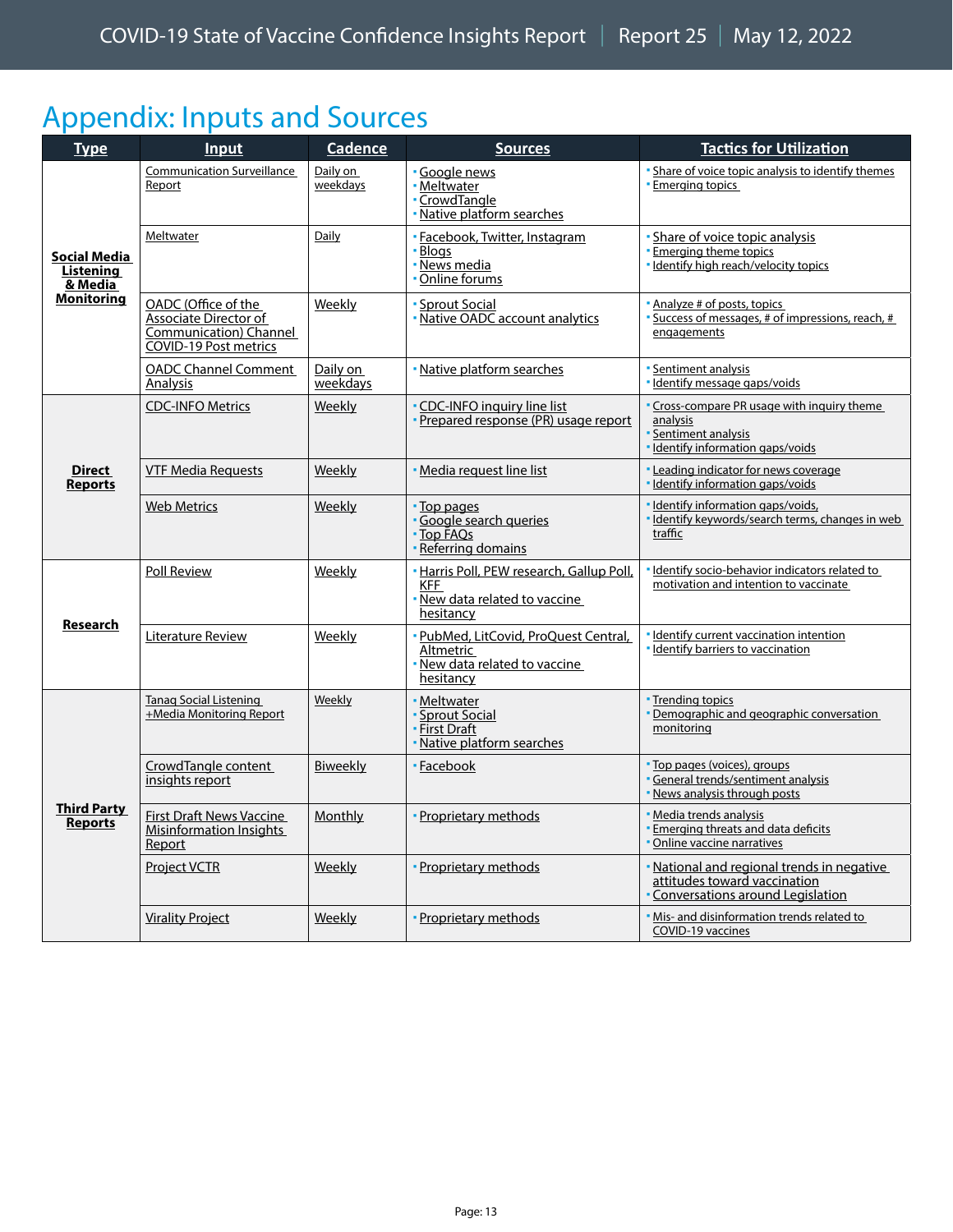# Appendix: Inputs and Sources

| Type | Input | Cadence | Sources | Tactics for Utilization |
|---|---|---|---|---|
| Social Media Listening & Media Monitoring | Communication Surveillance Report | Daily on weekdays | • Google news<br>• Meltwater<br>• CrowdTangle<br>• Native platform searches | • Share of voice topic analysis to identify themes<br>• Emerging topics |
| | Meltwater | Daily | • Facebook, Twitter, Instagram<br>• Blogs<br>• News media<br>• Online forums | • Share of voice topic analysis<br>• Emerging theme topics<br>• Identify high reach/velocity topics |
| | OADC (Office of the Associate Director of Communication) Channel COVID-19 Post metrics | Weekly | • Sprout Social<br>• Native OADC account analytics | • Analyze # of posts, topics<br>• Success of messages, # of impressions, reach, # engagements |
| | OADC Channel Comment Analysis | Daily on weekdays | • Native platform searches | • Sentiment analysis<br>• Identify message gaps/voids |
| Direct Reports | CDC-INFO Metrics | Weekly | • CDC-INFO inquiry line list<br>• Prepared response (PR) usage report | • Cross-compare PR usage with inquiry theme analysis<br>• Sentiment analysis<br>• Identify information gaps/voids |
| | VTF Media Requests | Weekly | • Media request line list | • Leading indicator for news coverage<br>• Identify information gaps/voids |
| | Web Metrics | Weekly | • Top pages<br>• Google search queries<br>• Top FAQs<br>• Referring domains | • Identify information gaps/voids,<br>• Identify keywords/search terms, changes in web traffic |
| Research | Poll Review | Weekly | • Harris Poll, PEW research, Gallup Poll, KFF<br>• New data related to vaccine hesitancy | • Identify socio-behavior indicators related to motivation and intention to vaccinate |
| | Literature Review | Weekly | • PubMed, LitCovid, ProQuest Central, Altmetric<br>• New data related to vaccine hesitancy | • Identify current vaccination intention<br>• Identify barriers to vaccination |
| Third Party Reports | Tanaq Social Listening +Media Monitoring Report | Weekly | • Meltwater<br>• Sprout Social<br>• First Draft<br>• Native platform searches | • Trending topics<br>• Demographic and geographic conversation monitoring |
| | CrowdTangle content insights report | Biweekly | • Facebook | • Top pages (voices), groups<br>• General trends/sentiment analysis<br>• News analysis through posts |
| | First Draft News Vaccine Misinformation Insights Report | Monthly | • Proprietary methods | • Media trends analysis<br>• Emerging threats and data deficits<br>• Online vaccine narratives |
| | Project VCTR | Weekly | • Proprietary methods | • National and regional trends in negative attitudes toward vaccination<br>• Conversations around Legislation |
| | Virality Project | Weekly | • Proprietary methods | • Mis- and disinformation trends related to COVID-19 vaccines |